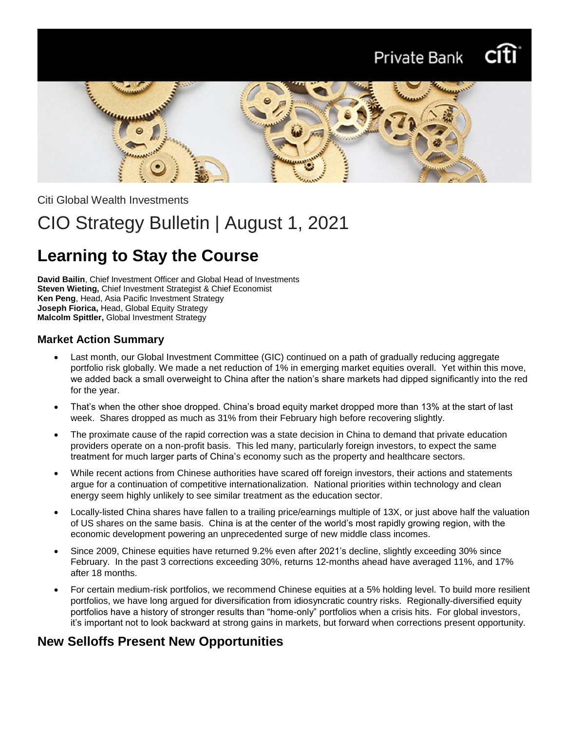Citi Global Wealth Investments

# CIO Strategy Bulletin | August 1, 2021

## Learning to Stay the Course

**David Bailin**, Chief Investment Officer and Global Head of Investments
**Steven Wieting,** Chief Investment Strategist & Chief Economist
**Ken Peng**, Head, Asia Pacific Investment Strategy
**Joseph Fiorica,** Head, Global Equity Strategy
**Malcolm Spittler,** Global Investment Strategy

### Market Action Summary

- Last month, our Global Investment Committee (GIC) continued on a path of gradually reducing aggregate portfolio risk globally. We made a net reduction of 1% in emerging market equities overall. Yet within this move, we added back a small overweight to China after the nation's share markets had dipped significantly into the red for the year.
- That's when the other shoe dropped. China's broad equity market dropped more than 13% at the start of last week. Shares dropped as much as 31% from their February high before recovering slightly.
- The proximate cause of the rapid correction was a state decision in China to demand that private education providers operate on a non-profit basis. This led many, particularly foreign investors, to expect the same treatment for much larger parts of China's economy such as the property and healthcare sectors.
- While recent actions from Chinese authorities have scared off foreign investors, their actions and statements argue for a continuation of competitive internationalization. National priorities within technology and clean energy seem highly unlikely to see similar treatment as the education sector.
- Locally-listed China shares have fallen to a trailing price/earnings multiple of 13X, or just above half the valuation of US shares on the same basis. China is at the center of the world's most rapidly growing region, with the economic development powering an unprecedented surge of new middle class incomes.
- Since 2009, Chinese equities have returned 9.2% even after 2021's decline, slightly exceeding 30% since February. In the past 3 corrections exceeding 30%, returns 12-months ahead have averaged 11%, and 17% after 18 months.
- For certain medium-risk portfolios, we recommend Chinese equities at a 5% holding level. To build more resilient portfolios, we have long argued for diversification from idiosyncratic country risks. Regionally-diversified equity portfolios have a history of stronger results than "home-only" portfolios when a crisis hits. For global investors, it's important not to look backward at strong gains in markets, but forward when corrections present opportunity.

## New Selloffs Present New Opportunities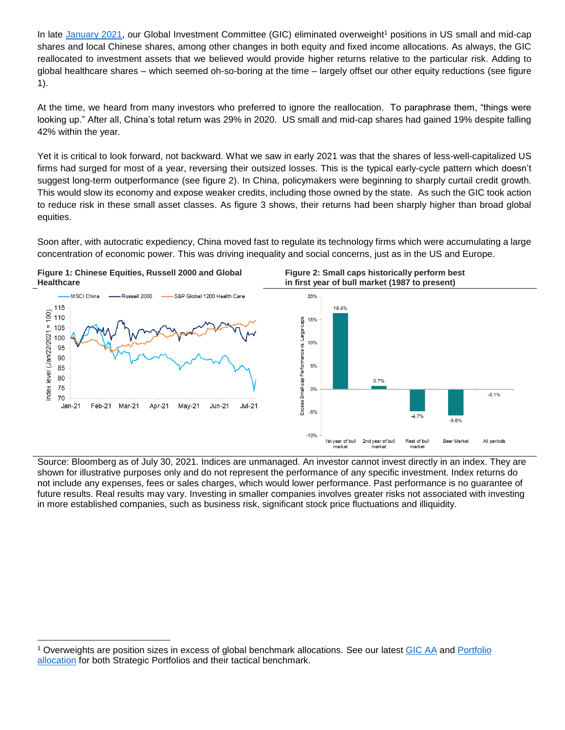In late [January 2021](), our Global Investment Committee (GIC) eliminated overweight[1] positions in US small and mid-cap shares and local Chinese shares, among other changes in both equity and fixed income allocations. As always, the GIC reallocated to investment assets that we believed would provide higher returns relative to the particular risk. Adding to global healthcare shares – which seemed oh-so-boring at the time – largely offset our other equity reductions (see figure 1).

At the time, we heard from many investors who preferred to ignore the reallocation. To paraphrase them, "things were looking up." After all, China's total return was 29% in 2020. US small and mid-cap shares had gained 19% despite falling 42% within the year.

Yet it is critical to look forward, not backward. What we saw in early 2021 was that the shares of less-well-capitalized US firms had surged for most of a year, reversing their outsized losses. This is the typical early-cycle pattern which doesn't suggest long-term outperformance (see figure 2). In China, policymakers were beginning to sharply curtail credit growth. This would slow its economy and expose weaker credits, including those owned by the state. As such the GIC took action to reduce risk in these small asset classes. As figure 3 shows, their returns had been sharply higher than broad global equities.

Soon after, with autocratic expediency, China moved fast to regulate its technology firms which were accumulating a large concentration of economic power. This was driving inequality and social concerns, just as in the US and Europe.

**Figure 1: Chinese Equities, Russell 2000 and Global Healthcare**

**Figure 2: Small caps historically perform best in first year of bull market (1987 to present)**

| | Excess Small-cap Performance vs. Large-caps |
|---|---|
| 1st year of bull market | 16.4% |
| 2nd year of bull market | 0.7% |
| Rest of bull market | -4.7% |
| Bear Market | -5.6% |
| All periods | -0.1% |

Source: Bloomberg as of July 30, 2021. Indices are unmanaged. An investor cannot invest directly in an index. They are shown for illustrative purposes only and do not represent the performance of any specific investment. Index returns do not include any expenses, fees or sales charges, which would lower performance. Past performance is no guarantee of future results. Real results may vary. Investing in smaller companies involves greater risks not associated with investing in more established companies, such as business risk, significant stock price fluctuations and illiquidity.

[1] Overweights are position sizes in excess of global benchmark allocations. See our latest [GIC AA]() and [Portfolio allocation]() for both Strategic Portfolios and their tactical benchmark.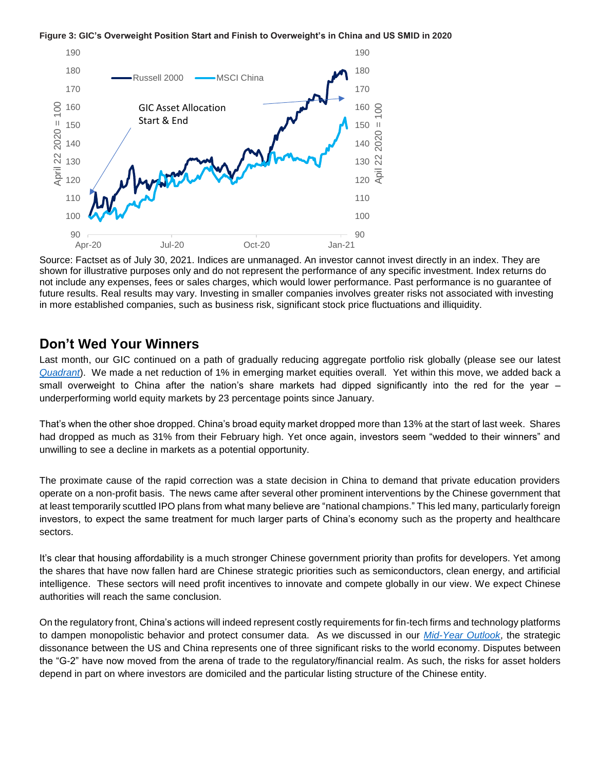**Figure 3: GIC's Overweight Position Start and Finish to Overweight's in China and US SMID in 2020**

Source: Factset as of July 30, 2021. Indices are unmanaged. An investor cannot invest directly in an index. They are shown for illustrative purposes only and do not represent the performance of any specific investment. Index returns do not include any expenses, fees or sales charges, which would lower performance. Past performance is no guarantee of future results. Real results may vary. Investing in smaller companies involves greater risks not associated with investing in more established companies, such as business risk, significant stock price fluctuations and illiquidity.

## Don't Wed Your Winners

Last month, our GIC continued on a path of gradually reducing aggregate portfolio risk globally (please see our latest *Quadrant*). We made a net reduction of 1% in emerging market equities overall. Yet within this move, we added back a small overweight to China after the nation's share markets had dipped significantly into the red for the year – underperforming world equity markets by 23 percentage points since January.

That's when the other shoe dropped. China's broad equity market dropped more than 13% at the start of last week. Shares had dropped as much as 31% from their February high. Yet once again, investors seem "wedded to their winners" and unwilling to see a decline in markets as a potential opportunity.

The proximate cause of the rapid correction was a state decision in China to demand that private education providers operate on a non-profit basis. The news came after several other prominent interventions by the Chinese government that at least temporarily scuttled IPO plans from what many believe are "national champions." This led many, particularly foreign investors, to expect the same treatment for much larger parts of China's economy such as the property and healthcare sectors.

It's clear that housing affordability is a much stronger Chinese government priority than profits for developers. Yet among the shares that have now fallen hard are Chinese strategic priorities such as semiconductors, clean energy, and artificial intelligence. These sectors will need profit incentives to innovate and compete globally in our view. We expect Chinese authorities will reach the same conclusion.

On the regulatory front, China's actions will indeed represent costly requirements for fin-tech firms and technology platforms to dampen monopolistic behavior and protect consumer data. As we discussed in our *Mid-Year Outlook*, the strategic dissonance between the US and China represents one of three significant risks to the world economy. Disputes between the "G-2" have now moved from the arena of trade to the regulatory/financial realm. As such, the risks for asset holders depend in part on where investors are domiciled and the particular listing structure of the Chinese entity.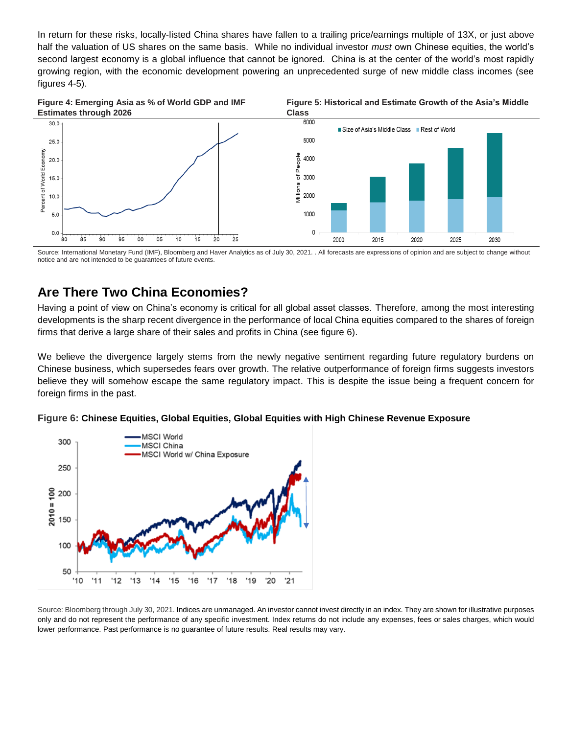In return for these risks, locally-listed China shares have fallen to a trailing price/earnings multiple of 13X, or just above half the valuation of US shares on the same basis. While no individual investor *must* own Chinese equities, the world's second largest economy is a global influence that cannot be ignored. China is at the center of the world's most rapidly growing region, with the economic development powering an unprecedented surge of new middle class incomes (see figures 4-5).

**Figure 4: Emerging Asia as % of World GDP and IMF Estimates through 2026**

**Figure 5: Historical and Estimate Growth of the Asia's Middle Class**

Source: International Monetary Fund (IMF), Bloomberg and Haver Analytics as of July 30, 2021. . All forecasts are expressions of opinion and are subject to change without notice and are not intended to be guarantees of future events.

## Are There Two China Economies?

Having a point of view on China's economy is critical for all global asset classes. Therefore, among the most interesting developments is the sharp recent divergence in the performance of local China equities compared to the shares of foreign firms that derive a large share of their sales and profits in China (see figure 6).

We believe the divergence largely stems from the newly negative sentiment regarding future regulatory burdens on Chinese business, which supersedes fears over growth. The relative outperformance of foreign firms suggests investors believe they will somehow escape the same regulatory impact. This is despite the issue being a frequent concern for foreign firms in the past.

**Figure 6: Chinese Equities, Global Equities, Global Equities with High Chinese Revenue Exposure**

Source: Bloomberg through July 30, 2021. Indices are unmanaged. An investor cannot invest directly in an index. They are shown for illustrative purposes only and do not represent the performance of any specific investment. Index returns do not include any expenses, fees or sales charges, which would lower performance. Past performance is no guarantee of future results. Real results may vary.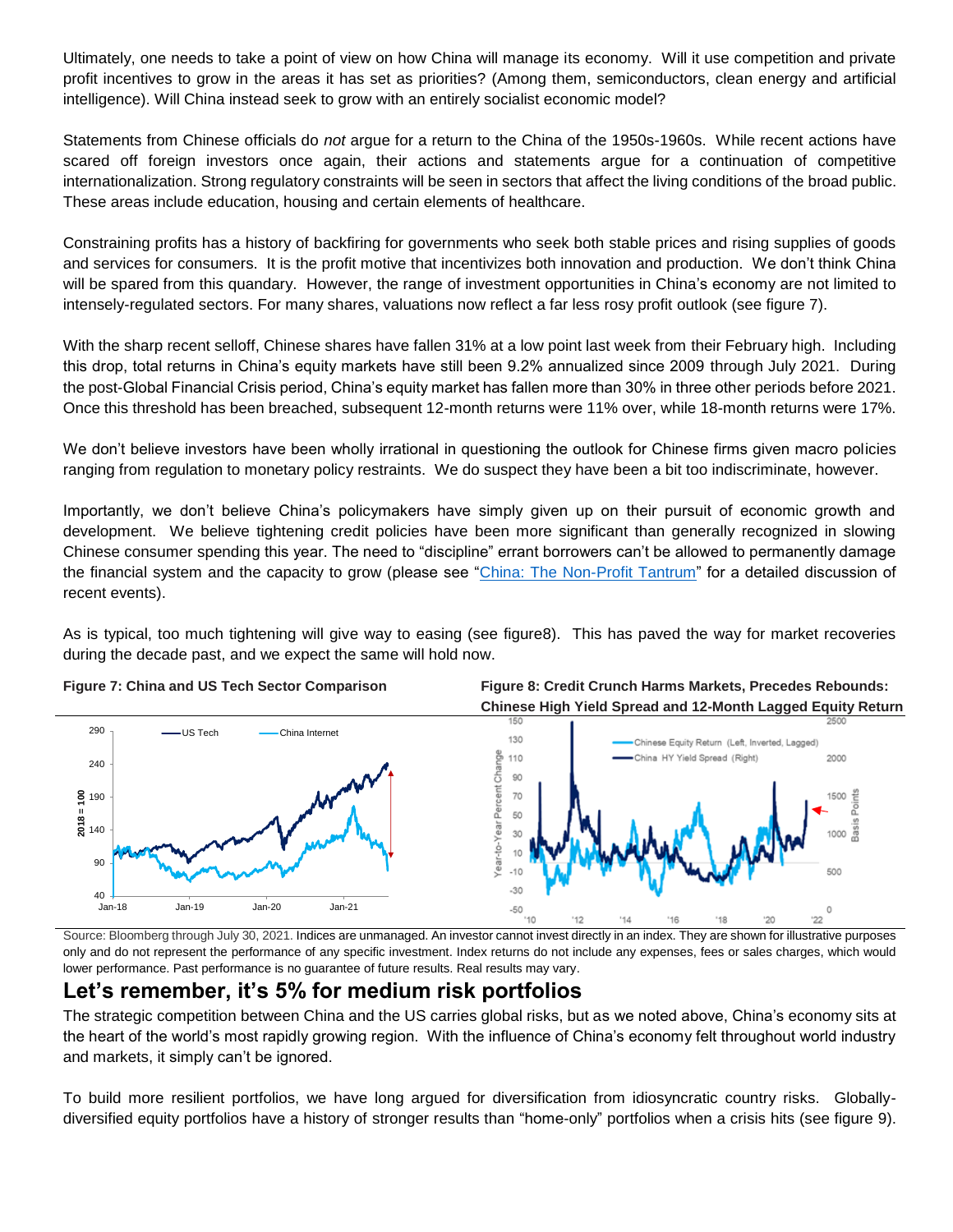Ultimately, one needs to take a point of view on how China will manage its economy. Will it use competition and private profit incentives to grow in the areas it has set as priorities? (Among them, semiconductors, clean energy and artificial intelligence). Will China instead seek to grow with an entirely socialist economic model?

Statements from Chinese officials do *not* argue for a return to the China of the 1950s-1960s. While recent actions have scared off foreign investors once again, their actions and statements argue for a continuation of competitive internationalization. Strong regulatory constraints will be seen in sectors that affect the living conditions of the broad public. These areas include education, housing and certain elements of healthcare.

Constraining profits has a history of backfiring for governments who seek both stable prices and rising supplies of goods and services for consumers. It is the profit motive that incentivizes both innovation and production. We don't think China will be spared from this quandary. However, the range of investment opportunities in China's economy are not limited to intensely-regulated sectors. For many shares, valuations now reflect a far less rosy profit outlook (see figure 7).

With the sharp recent selloff, Chinese shares have fallen 31% at a low point last week from their February high. Including this drop, total returns in China's equity markets have still been 9.2% annualized since 2009 through July 2021. During the post-Global Financial Crisis period, China's equity market has fallen more than 30% in three other periods before 2021. Once this threshold has been breached, subsequent 12-month returns were 11% over, while 18-month returns were 17%.

We don't believe investors have been wholly irrational in questioning the outlook for Chinese firms given macro policies ranging from regulation to monetary policy restraints. We do suspect they have been a bit too indiscriminate, however.

Importantly, we don't believe China's policymakers have simply given up on their pursuit of economic growth and development. We believe tightening credit policies have been more significant than generally recognized in slowing Chinese consumer spending this year. The need to "discipline" errant borrowers can't be allowed to permanently damage the financial system and the capacity to grow (please see "China: The Non-Profit Tantrum" for a detailed discussion of recent events).

As is typical, too much tightening will give way to easing (see figure8). This has paved the way for market recoveries during the decade past, and we expect the same will hold now.

**Figure 7: China and US Tech Sector Comparison**

**Figure 8: Credit Crunch Harms Markets, Precedes Rebounds: Chinese High Yield Spread and 12-Month Lagged Equity Return**

Source: Bloomberg through July 30, 2021. Indices are unmanaged. An investor cannot invest directly in an index. They are shown for illustrative purposes only and do not represent the performance of any specific investment. Index returns do not include any expenses, fees or sales charges, which would lower performance. Past performance is no guarantee of future results. Real results may vary.

## Let's remember, it's 5% for medium risk portfolios

The strategic competition between China and the US carries global risks, but as we noted above, China's economy sits at the heart of the world's most rapidly growing region. With the influence of China's economy felt throughout world industry and markets, it simply can't be ignored.

To build more resilient portfolios, we have long argued for diversification from idiosyncratic country risks. Globally-diversified equity portfolios have a history of stronger results than "home-only" portfolios when a crisis hits (see figure 9).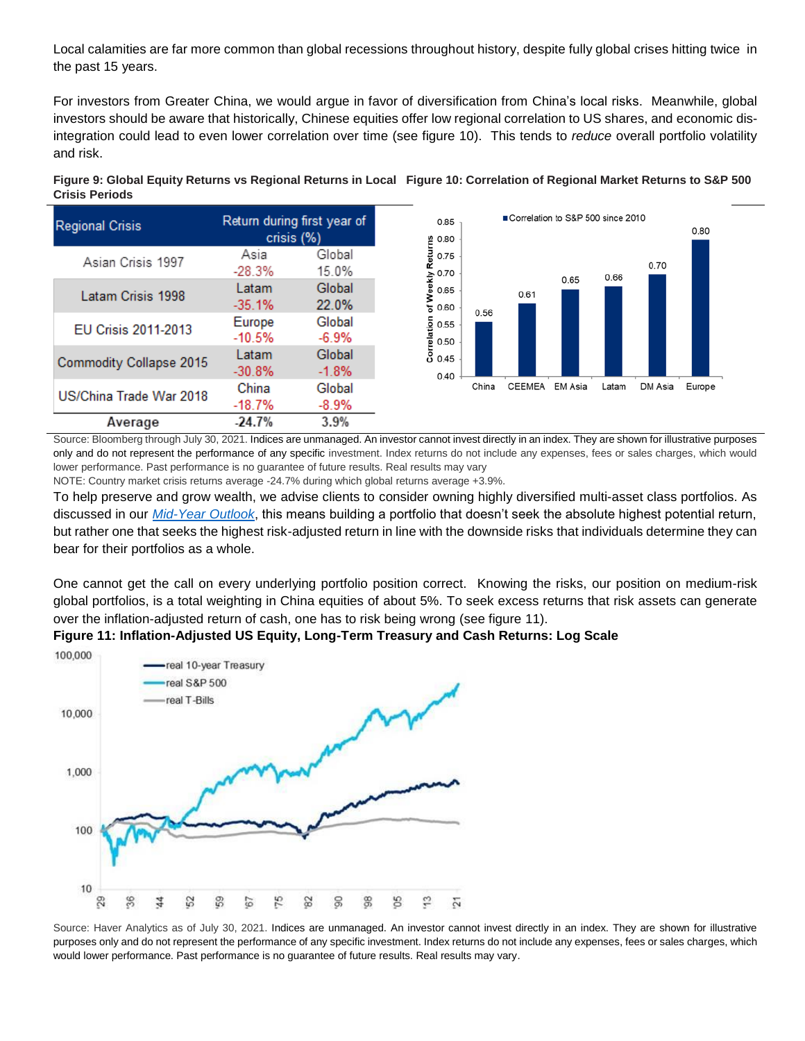Local calamities are far more common than global recessions throughout history, despite fully global crises hitting twice in the past 15 years.

For investors from Greater China, we would argue in favor of diversification from China's local risks. Meanwhile, global investors should be aware that historically, Chinese equities offer low regional correlation to US shares, and economic dis-integration could lead to even lower correlation over time (see figure 10). This tends to *reduce* overall portfolio volatility and risk.

**Figure 9: Global Equity Returns vs Regional Returns in Local Crisis Periods**

| Regional Crisis | Return during first year of crisis (%) | |
|---|---|---|
| Asian Crisis 1997 | Asia -28.3% | Global 15.0% |
| Latam Crisis 1998 | Latam -35.1% | Global 22.0% |
| EU Crisis 2011-2013 | Europe -10.5% | Global -6.9% |
| Commodity Collapse 2015 | Latam -30.8% | Global -1.8% |
| US/China Trade War 2018 | China -18.7% | Global -8.9% |
| Average | -24.7% | 3.9% |

**Figure 10: Correlation of Regional Market Returns to S&P 500**

Correlation of Weekly Returns — Correlation to S&P 500 since 2010

| China | CEEMEA | EM Asia | Latam | DM Asia | Europe |
|---|---|---|---|---|---|
| 0.56 | 0.61 | 0.65 | 0.66 | 0.70 | 0.80 |

Source: Bloomberg through July 30, 2021. Indices are unmanaged. An investor cannot invest directly in an index. They are shown for illustrative purposes only and do not represent the performance of any specific investment. Index returns do not include any expenses, fees or sales charges, which would lower performance. Past performance is no guarantee of future results. Real results may vary

NOTE: Country market crisis returns average -24.7% during which global returns average +3.9%.

To help preserve and grow wealth, we advise clients to consider owning highly diversified multi-asset class portfolios. As discussed in our *Mid-Year Outlook*, this means building a portfolio that doesn't seek the absolute highest potential return, but rather one that seeks the highest risk-adjusted return in line with the downside risks that individuals determine they can bear for their portfolios as a whole.

One cannot get the call on every underlying portfolio position correct. Knowing the risks, our position on medium-risk global portfolios, is a total weighting in China equities of about 5%. To seek excess returns that risk assets can generate over the inflation-adjusted return of cash, one has to risk being wrong (see figure 11).

**Figure 11: Inflation-Adjusted US Equity, Long-Term Treasury and Cash Returns: Log Scale**

Source: Haver Analytics as of July 30, 2021. Indices are unmanaged. An investor cannot invest directly in an index. They are shown for illustrative purposes only and do not represent the performance of any specific investment. Index returns do not include any expenses, fees or sales charges, which would lower performance. Past performance is no guarantee of future results. Real results may vary.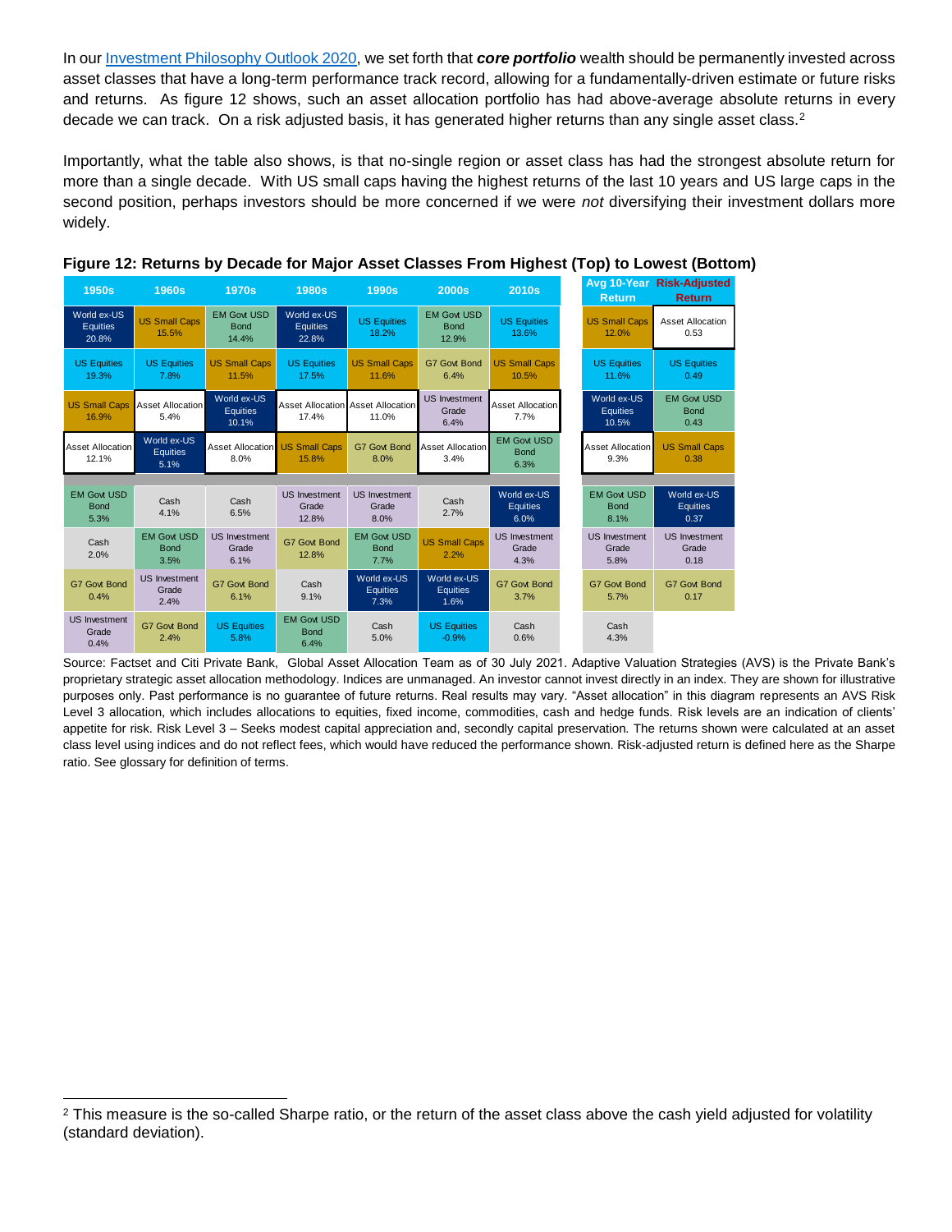In our [Investment Philosophy Outlook 2020](), we set forth that ***core portfolio*** wealth should be permanently invested across asset classes that have a long-term performance track record, allowing for a fundamentally-driven estimate or future risks and returns. As figure 12 shows, such an asset allocation portfolio has had above-average absolute returns in every decade we can track. On a risk adjusted basis, it has generated higher returns than any single asset class.[2]

Importantly, what the table also shows, is that no-single region or asset class has had the strongest absolute return for more than a single decade. With US small caps having the highest returns of the last 10 years and US large caps in the second position, perhaps investors should be more concerned if we were *not* diversifying their investment dollars more widely.

**Figure 12: Returns by Decade for Major Asset Classes From Highest (Top) to Lowest (Bottom)**

| 1950s | 1960s | 1970s | 1980s | 1990s | 2000s | 2010s | Avg 10-Year Return | Risk-Adjusted Return |
|---|---|---|---|---|---|---|---|---|
| World ex-US Equities 20.8% | US Small Caps 15.5% | EM Govt USD Bond 14.4% | World ex-US Equities 22.8% | US Equities 18.2% | EM Govt USD Bond 12.9% | US Equities 13.6% | US Small Caps 12.0% | Asset Allocation 0.53 |
| US Equities 19.3% | US Equities 7.8% | US Small Caps 11.5% | US Equities 17.5% | US Small Caps 11.6% | G7 Govt Bond 6.4% | US Small Caps 10.5% | US Equities 11.6% | US Equities 0.49 |
| US Small Caps 16.9% | Asset Allocation 5.4% | World ex-US Equities 10.1% | Asset Allocation 17.4% | Asset Allocation 11.0% | US Investment Grade 6.4% | Asset Allocation 7.7% | World ex-US Equities 10.5% | EM Govt USD Bond 0.43 |
| Asset Allocation 12.1% | World ex-US Equities 5.1% | Asset Allocation 8.0% | US Small Caps 15.8% | G7 Govt Bond 8.0% | Asset Allocation 3.4% | EM Govt USD Bond 6.3% | Asset Allocation 9.3% | US Small Caps 0.38 |
| EM Govt USD Bond 5.3% | Cash 4.1% | Cash 6.5% | US Investment Grade 12.8% | US Investment Grade 8.0% | Cash 2.7% | World ex-US Equities 6.0% | EM Govt USD Bond 8.1% | World ex-US Equities 0.37 |
| Cash 2.0% | EM Govt USD Bond 3.5% | US Investment Grade 6.1% | G7 Govt Bond 12.8% | EM Govt USD Bond 7.7% | US Small Caps 2.2% | US Investment Grade 4.3% | US Investment Grade 5.8% | US Investment Grade 0.18 |
| G7 Govt Bond 0.4% | US Investment Grade 2.4% | G7 Govt Bond 6.1% | Cash 9.1% | World ex-US Equities 7.3% | World ex-US Equities 1.6% | G7 Govt Bond 3.7% | G7 Govt Bond 5.7% | G7 Govt Bond 0.17 |
| US Investment Grade 0.4% | G7 Govt Bond 2.4% | US Equities 5.8% | EM Govt USD Bond 6.4% | Cash 5.0% | US Equities -0.9% | Cash 0.6% | Cash 4.3% | |

Source: Factset and Citi Private Bank, Global Asset Allocation Team as of 30 July 2021. Adaptive Valuation Strategies (AVS) is the Private Bank's proprietary strategic asset allocation methodology. Indices are unmanaged. An investor cannot invest directly in an index. They are shown for illustrative purposes only. Past performance is no guarantee of future returns. Real results may vary. "Asset allocation" in this diagram represents an AVS Risk Level 3 allocation, which includes allocations to equities, fixed income, commodities, cash and hedge funds. Risk levels are an indication of clients' appetite for risk. Risk Level 3 – Seeks modest capital appreciation and, secondly capital preservation. The returns shown were calculated at an asset class level using indices and do not reflect fees, which would have reduced the performance shown. Risk-adjusted return is defined here as the Sharpe ratio. See glossary for definition of terms.

[2] This measure is the so-called Sharpe ratio, or the return of the asset class above the cash yield adjusted for volatility (standard deviation).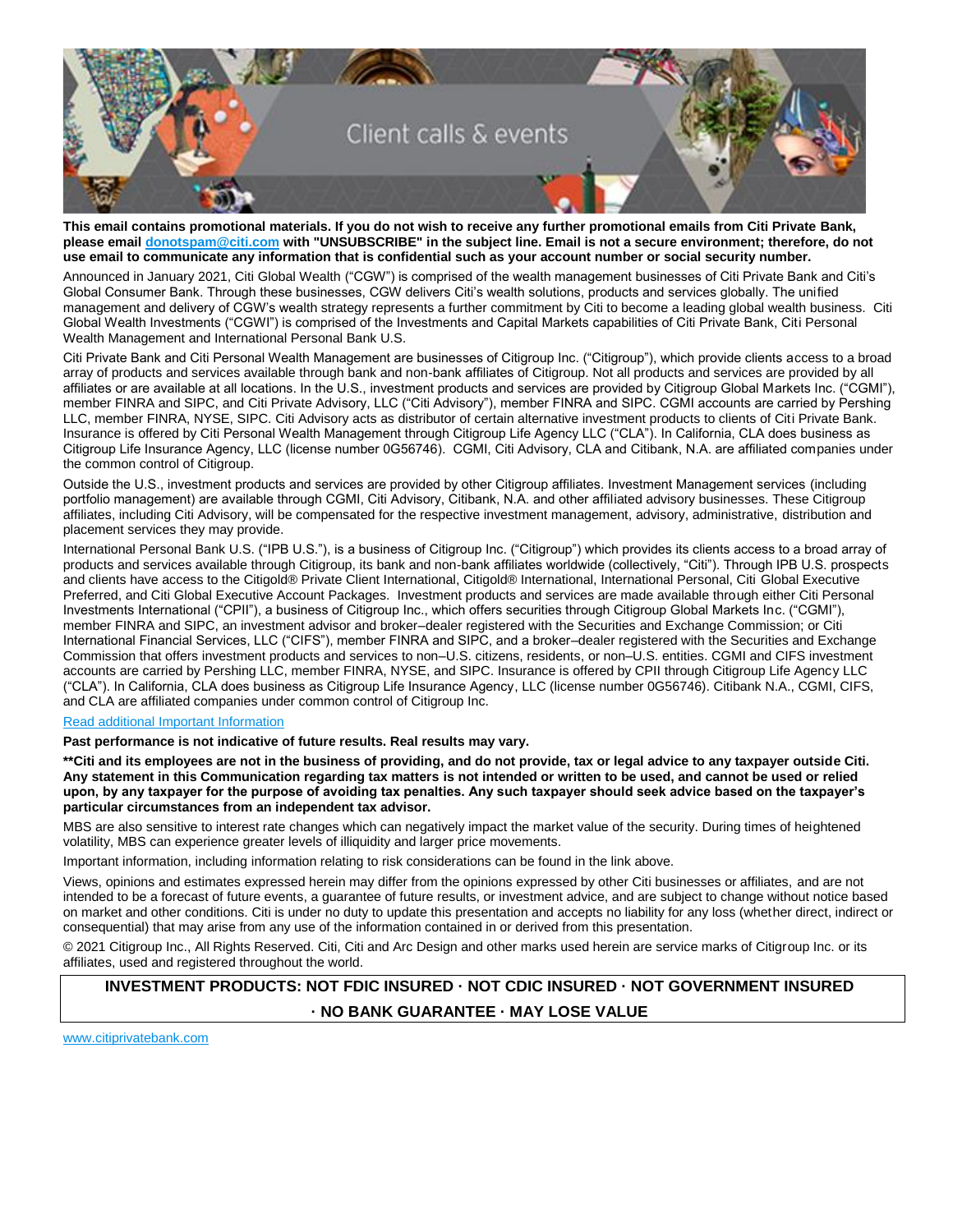This email contains promotional materials. If you do not wish to receive any further promotional emails from Citi Private Bank, please email donotspam@citi.com with "UNSUBSCRIBE" in the subject line. Email is not a secure environment; therefore, do not use email to communicate any information that is confidential such as your account number or social security number.

Announced in January 2021, Citi Global Wealth ("CGW") is comprised of the wealth management businesses of Citi Private Bank and Citi's Global Consumer Bank. Through these businesses, CGW delivers Citi's wealth solutions, products and services globally. The unified management and delivery of CGW's wealth strategy represents a further commitment by Citi to become a leading global wealth business. Citi Global Wealth Investments ("CGWI") is comprised of the Investments and Capital Markets capabilities of Citi Private Bank, Citi Personal Wealth Management and International Personal Bank U.S.

Citi Private Bank and Citi Personal Wealth Management are businesses of Citigroup Inc. ("Citigroup"), which provide clients access to a broad array of products and services available through bank and non-bank affiliates of Citigroup. Not all products and services are provided by all affiliates or are available at all locations. In the U.S., investment products and services are provided by Citigroup Global Markets Inc. ("CGMI"), member FINRA and SIPC, and Citi Private Advisory, LLC ("Citi Advisory"), member FINRA and SIPC. CGMI accounts are carried by Pershing LLC, member FINRA, NYSE, SIPC. Citi Advisory acts as distributor of certain alternative investment products to clients of Citi Private Bank. Insurance is offered by Citi Personal Wealth Management through Citigroup Life Agency LLC ("CLA"). In California, CLA does business as Citigroup Life Insurance Agency, LLC (license number 0G56746). CGMI, Citi Advisory, CLA and Citibank, N.A. are affiliated companies under the common control of Citigroup.

Outside the U.S., investment products and services are provided by other Citigroup affiliates. Investment Management services (including portfolio management) are available through CGMI, Citi Advisory, Citibank, N.A. and other affiliated advisory businesses. These Citigroup affiliates, including Citi Advisory, will be compensated for the respective investment management, advisory, administrative, distribution and placement services they may provide.

International Personal Bank U.S. ("IPB U.S."), is a business of Citigroup Inc. ("Citigroup") which provides its clients access to a broad array of products and services available through Citigroup, its bank and non-bank affiliates worldwide (collectively, "Citi"). Through IPB U.S. prospects and clients have access to the Citigold® Private Client International, Citigold® International, International Personal, Citi Global Executive Preferred, and Citi Global Executive Account Packages. Investment products and services are made available through either Citi Personal Investments International ("CPII"), a business of Citigroup Inc., which offers securities through Citigroup Global Markets Inc. ("CGMI"), member FINRA and SIPC, an investment advisor and broker–dealer registered with the Securities and Exchange Commission; or Citi International Financial Services, LLC ("CIFS"), member FINRA and SIPC, and a broker–dealer registered with the Securities and Exchange Commission that offers investment products and services to non–U.S. citizens, residents, or non–U.S. entities. CGMI and CIFS investment accounts are carried by Pershing LLC, member FINRA, NYSE, and SIPC. Insurance is offered by CPII through Citigroup Life Agency LLC ("CLA"). In California, CLA does business as Citigroup Life Insurance Agency, LLC (license number 0G56746). Citibank N.A., CGMI, CIFS, and CLA are affiliated companies under common control of Citigroup Inc.

Read additional Important Information

**Past performance is not indicative of future results. Real results may vary.**

**\*\*Citi and its employees are not in the business of providing, and do not provide, tax or legal advice to any taxpayer outside Citi. Any statement in this Communication regarding tax matters is not intended or written to be used, and cannot be used or relied upon, by any taxpayer for the purpose of avoiding tax penalties. Any such taxpayer should seek advice based on the taxpayer's particular circumstances from an independent tax advisor.**

MBS are also sensitive to interest rate changes which can negatively impact the market value of the security. During times of heightened volatility, MBS can experience greater levels of illiquidity and larger price movements.

Important information, including information relating to risk considerations can be found in the link above.

Views, opinions and estimates expressed herein may differ from the opinions expressed by other Citi businesses or affiliates, and are not intended to be a forecast of future events, a guarantee of future results, or investment advice, and are subject to change without notice based on market and other conditions. Citi is under no duty to update this presentation and accepts no liability for any loss (whether direct, indirect or consequential) that may arise from any use of the information contained in or derived from this presentation.

© 2021 Citigroup Inc., All Rights Reserved. Citi, Citi and Arc Design and other marks used herein are service marks of Citigroup Inc. or its affiliates, used and registered throughout the world.

**INVESTMENT PRODUCTS: NOT FDIC INSURED · NOT CDIC INSURED · NOT GOVERNMENT INSURED · NO BANK GUARANTEE · MAY LOSE VALUE**

www.citiprivatebank.com